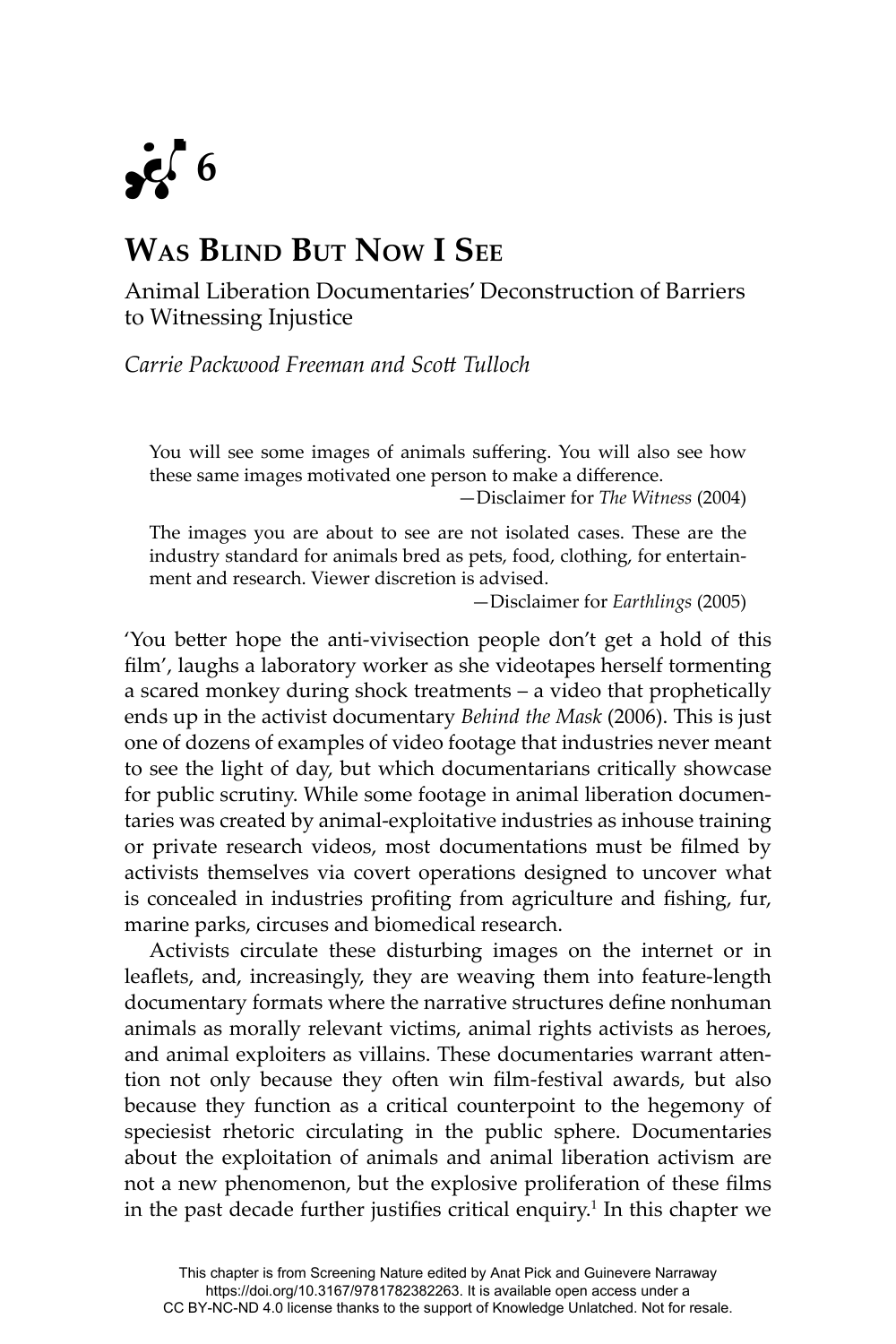# 6

## Was Blind But Now I See

Animal Liberation Documentaries' Deconstruction of Barriers to Witnessing Injustice

*Carrie Packwood Freeman and Scott Tulloch*

> You will see some images of animals suffering. You will also see how these same images motivated one person to make a difference.
>
> —Disclaimer for *The Witness* (2004)

> The images you are about to see are not isolated cases. These are the industry standard for animals bred as pets, food, clothing, for entertainment and research. Viewer discretion is advised.
>
> —Disclaimer for *Earthlings* (2005)

'You better hope the anti-vivisection people don't get a hold of this film', laughs a laboratory worker as she videotapes herself tormenting a scared monkey during shock treatments – a video that prophetically ends up in the activist documentary *Behind the Mask* (2006). This is just one of dozens of examples of video footage that industries never meant to see the light of day, but which documentarians critically showcase for public scrutiny. While some footage in animal liberation documentaries was created by animal-exploitative industries as inhouse training or private research videos, most documentations must be filmed by activists themselves via covert operations designed to uncover what is concealed in industries profiting from agriculture and fishing, fur, marine parks, circuses and biomedical research.

Activists circulate these disturbing images on the internet or in leaflets, and, increasingly, they are weaving them into feature-length documentary formats where the narrative structures define nonhuman animals as morally relevant victims, animal rights activists as heroes, and animal exploiters as villains. These documentaries warrant attention not only because they often win film-festival awards, but also because they function as a critical counterpoint to the hegemony of speciesist rhetoric circulating in the public sphere. Documentaries about the exploitation of animals and animal liberation activism are not a new phenomenon, but the explosive proliferation of these films in the past decade further justifies critical enquiry.[1] In this chapter we

This chapter is from Screening Nature edited by Anat Pick and Guinevere Narraway https://doi.org/10.3167/9781782382263. It is available open access under a CC BY-NC-ND 4.0 license thanks to the support of Knowledge Unlatched. Not for resale.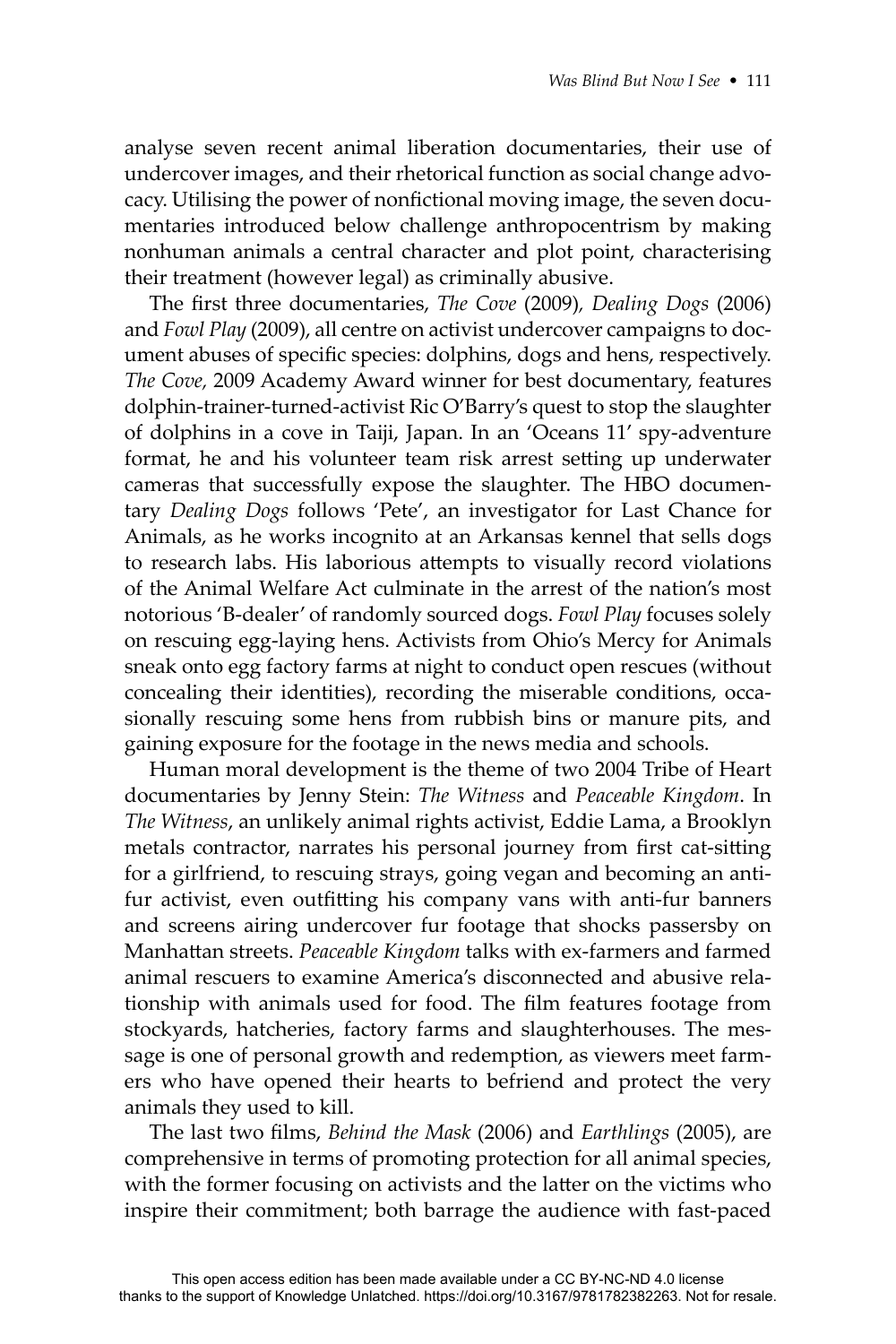analyse seven recent animal liberation documentaries, their use of undercover images, and their rhetorical function as social change advocacy. Utilising the power of nonfictional moving image, the seven documentaries introduced below challenge anthropocentrism by making nonhuman animals a central character and plot point, characterising their treatment (however legal) as criminally abusive.

The first three documentaries, *The Cove* (2009), *Dealing Dogs* (2006) and *Fowl Play* (2009), all centre on activist undercover campaigns to document abuses of specific species: dolphins, dogs and hens, respectively. *The Cove,* 2009 Academy Award winner for best documentary, features dolphin-trainer-turned-activist Ric O'Barry's quest to stop the slaughter of dolphins in a cove in Taiji, Japan. In an 'Oceans 11' spy-adventure format, he and his volunteer team risk arrest setting up underwater cameras that successfully expose the slaughter. The HBO documentary *Dealing Dogs* follows 'Pete', an investigator for Last Chance for Animals, as he works incognito at an Arkansas kennel that sells dogs to research labs. His laborious attempts to visually record violations of the Animal Welfare Act culminate in the arrest of the nation's most notorious 'B-dealer' of randomly sourced dogs. *Fowl Play* focuses solely on rescuing egg-laying hens. Activists from Ohio's Mercy for Animals sneak onto egg factory farms at night to conduct open rescues (without concealing their identities), recording the miserable conditions, occasionally rescuing some hens from rubbish bins or manure pits, and gaining exposure for the footage in the news media and schools.

Human moral development is the theme of two 2004 Tribe of Heart documentaries by Jenny Stein: *The Witness* and *Peaceable Kingdom*. In *The Witness*, an unlikely animal rights activist, Eddie Lama, a Brooklyn metals contractor, narrates his personal journey from first cat-sitting for a girlfriend, to rescuing strays, going vegan and becoming an anti-fur activist, even outfitting his company vans with anti-fur banners and screens airing undercover fur footage that shocks passersby on Manhattan streets. *Peaceable Kingdom* talks with ex-farmers and farmed animal rescuers to examine America's disconnected and abusive relationship with animals used for food. The film features footage from stockyards, hatcheries, factory farms and slaughterhouses. The message is one of personal growth and redemption, as viewers meet farmers who have opened their hearts to befriend and protect the very animals they used to kill.

The last two films, *Behind the Mask* (2006) and *Earthlings* (2005), are comprehensive in terms of promoting protection for all animal species, with the former focusing on activists and the latter on the victims who inspire their commitment; both barrage the audience with fast-paced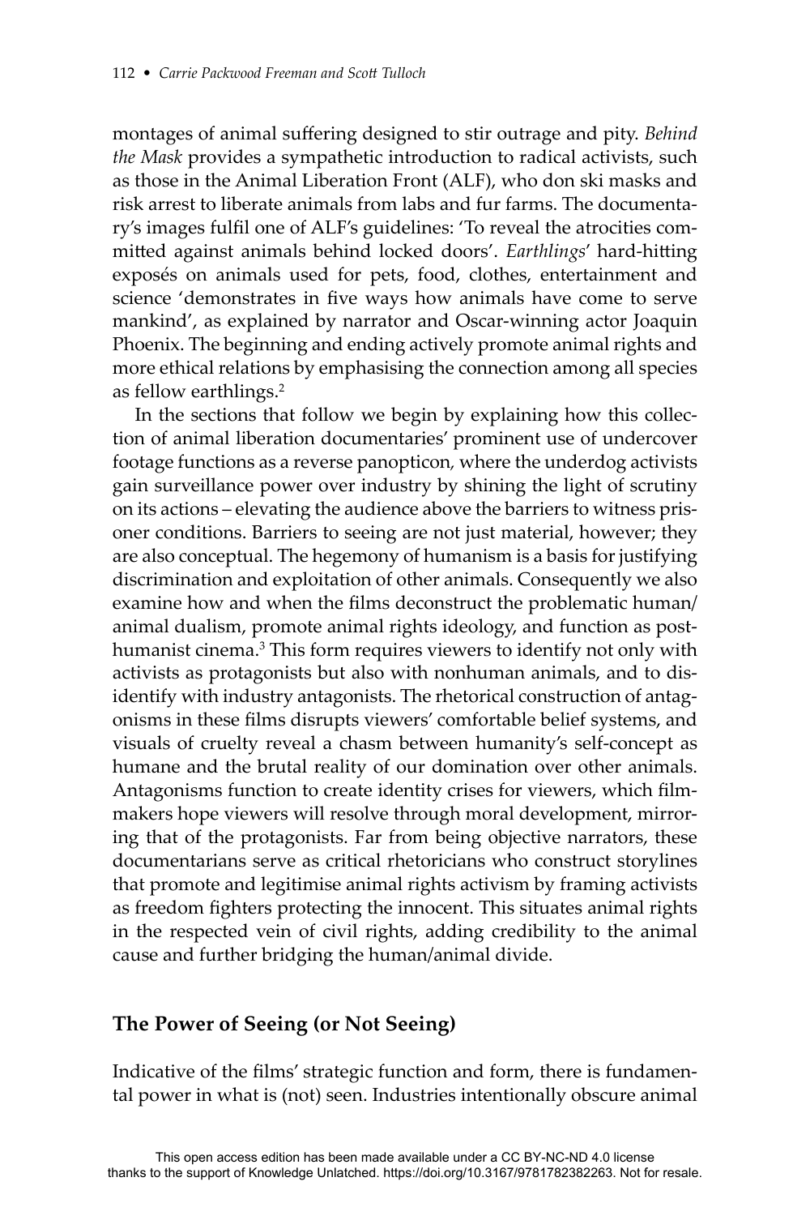montages of animal suffering designed to stir outrage and pity. *Behind the Mask* provides a sympathetic introduction to radical activists, such as those in the Animal Liberation Front (ALF), who don ski masks and risk arrest to liberate animals from labs and fur farms. The documentary's images fulfil one of ALF's guidelines: 'To reveal the atrocities committed against animals behind locked doors'. *Earthlings*' hard-hitting exposés on animals used for pets, food, clothes, entertainment and science 'demonstrates in five ways how animals have come to serve mankind', as explained by narrator and Oscar-winning actor Joaquin Phoenix. The beginning and ending actively promote animal rights and more ethical relations by emphasising the connection among all species as fellow earthlings.[2]

In the sections that follow we begin by explaining how this collection of animal liberation documentaries' prominent use of undercover footage functions as a reverse panopticon, where the underdog activists gain surveillance power over industry by shining the light of scrutiny on its actions – elevating the audience above the barriers to witness prisoner conditions. Barriers to seeing are not just material, however; they are also conceptual. The hegemony of humanism is a basis for justifying discrimination and exploitation of other animals. Consequently we also examine how and when the films deconstruct the problematic human/animal dualism, promote animal rights ideology, and function as posthumanist cinema.[3] This form requires viewers to identify not only with activists as protagonists but also with nonhuman animals, and to disidentify with industry antagonists. The rhetorical construction of antagonisms in these films disrupts viewers' comfortable belief systems, and visuals of cruelty reveal a chasm between humanity's self-concept as humane and the brutal reality of our domination over other animals. Antagonisms function to create identity crises for viewers, which filmmakers hope viewers will resolve through moral development, mirroring that of the protagonists. Far from being objective narrators, these documentarians serve as critical rhetoricians who construct storylines that promote and legitimise animal rights activism by framing activists as freedom fighters protecting the innocent. This situates animal rights in the respected vein of civil rights, adding credibility to the animal cause and further bridging the human/animal divide.

## The Power of Seeing (or Not Seeing)

Indicative of the films' strategic function and form, there is fundamental power in what is (not) seen. Industries intentionally obscure animal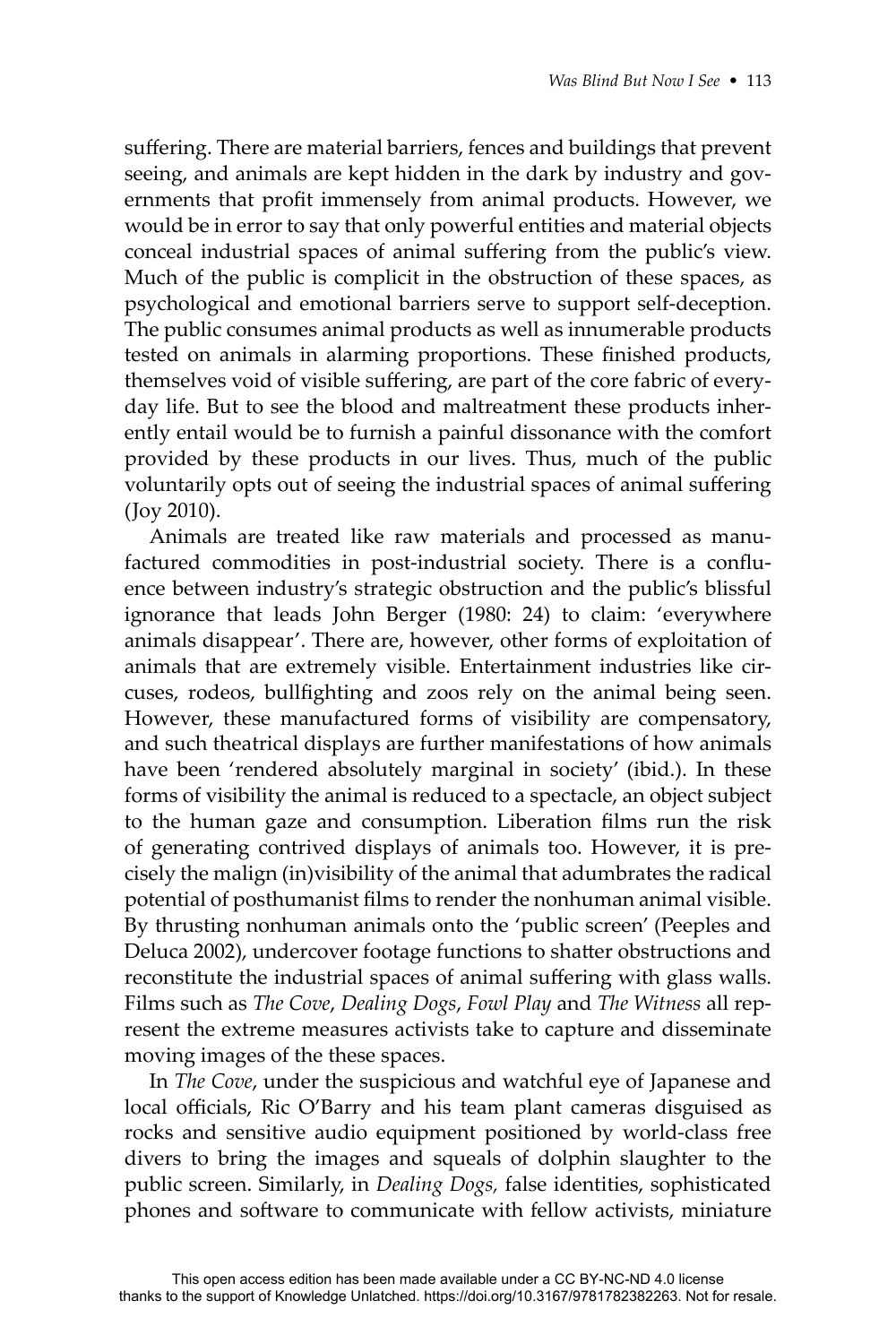suffering. There are material barriers, fences and buildings that prevent seeing, and animals are kept hidden in the dark by industry and governments that profit immensely from animal products. However, we would be in error to say that only powerful entities and material objects conceal industrial spaces of animal suffering from the public's view. Much of the public is complicit in the obstruction of these spaces, as psychological and emotional barriers serve to support self-deception. The public consumes animal products as well as innumerable products tested on animals in alarming proportions. These finished products, themselves void of visible suffering, are part of the core fabric of everyday life. But to see the blood and maltreatment these products inherently entail would be to furnish a painful dissonance with the comfort provided by these products in our lives. Thus, much of the public voluntarily opts out of seeing the industrial spaces of animal suffering (Joy 2010).

Animals are treated like raw materials and processed as manufactured commodities in post-industrial society. There is a confluence between industry's strategic obstruction and the public's blissful ignorance that leads John Berger (1980: 24) to claim: 'everywhere animals disappear'. There are, however, other forms of exploitation of animals that are extremely visible. Entertainment industries like circuses, rodeos, bullfighting and zoos rely on the animal being seen. However, these manufactured forms of visibility are compensatory, and such theatrical displays are further manifestations of how animals have been 'rendered absolutely marginal in society' (ibid.). In these forms of visibility the animal is reduced to a spectacle, an object subject to the human gaze and consumption. Liberation films run the risk of generating contrived displays of animals too. However, it is precisely the malign (in)visibility of the animal that adumbrates the radical potential of posthumanist films to render the nonhuman animal visible. By thrusting nonhuman animals onto the 'public screen' (Peeples and Deluca 2002), undercover footage functions to shatter obstructions and reconstitute the industrial spaces of animal suffering with glass walls. Films such as *The Cove*, *Dealing Dogs*, *Fowl Play* and *The Witness* all represent the extreme measures activists take to capture and disseminate moving images of the these spaces.

In *The Cove*, under the suspicious and watchful eye of Japanese and local officials, Ric O'Barry and his team plant cameras disguised as rocks and sensitive audio equipment positioned by world-class free divers to bring the images and squeals of dolphin slaughter to the public screen. Similarly, in *Dealing Dogs,* false identities, sophisticated phones and software to communicate with fellow activists, miniature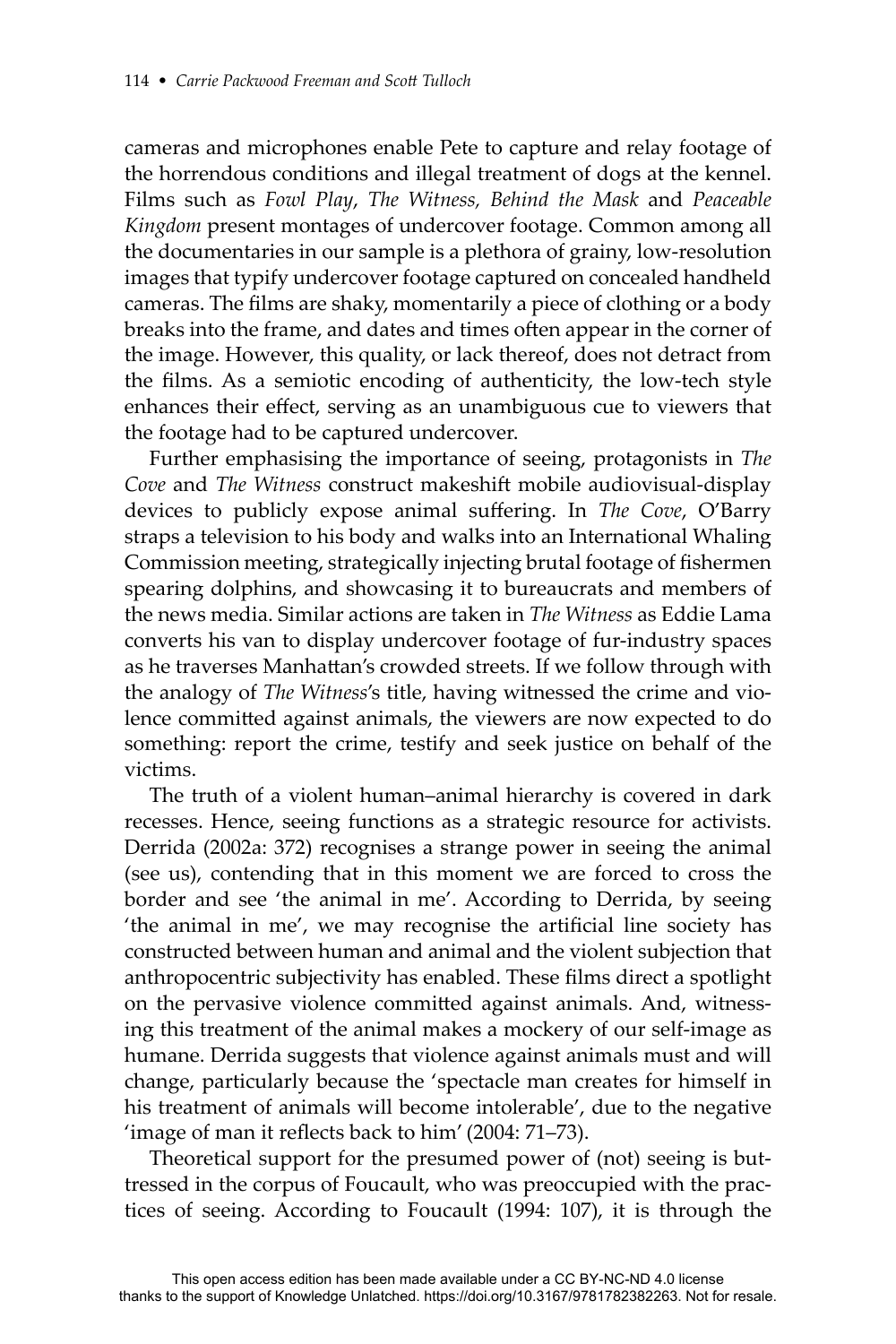cameras and microphones enable Pete to capture and relay footage of the horrendous conditions and illegal treatment of dogs at the kennel. Films such as *Fowl Play*, *The Witness, Behind the Mask* and *Peaceable Kingdom* present montages of undercover footage. Common among all the documentaries in our sample is a plethora of grainy, low-resolution images that typify undercover footage captured on concealed handheld cameras. The films are shaky, momentarily a piece of clothing or a body breaks into the frame, and dates and times often appear in the corner of the image. However, this quality, or lack thereof, does not detract from the films. As a semiotic encoding of authenticity, the low-tech style enhances their effect, serving as an unambiguous cue to viewers that the footage had to be captured undercover.

Further emphasising the importance of seeing, protagonists in *The Cove* and *The Witness* construct makeshift mobile audiovisual-display devices to publicly expose animal suffering. In *The Cove*, O'Barry straps a television to his body and walks into an International Whaling Commission meeting, strategically injecting brutal footage of fishermen spearing dolphins, and showcasing it to bureaucrats and members of the news media. Similar actions are taken in *The Witness* as Eddie Lama converts his van to display undercover footage of fur-industry spaces as he traverses Manhattan's crowded streets. If we follow through with the analogy of *The Witness*'s title, having witnessed the crime and violence committed against animals, the viewers are now expected to do something: report the crime, testify and seek justice on behalf of the victims.

The truth of a violent human–animal hierarchy is covered in dark recesses. Hence, seeing functions as a strategic resource for activists. Derrida (2002a: 372) recognises a strange power in seeing the animal (see us), contending that in this moment we are forced to cross the border and see 'the animal in me'. According to Derrida, by seeing 'the animal in me', we may recognise the artificial line society has constructed between human and animal and the violent subjection that anthropocentric subjectivity has enabled. These films direct a spotlight on the pervasive violence committed against animals. And, witnessing this treatment of the animal makes a mockery of our self-image as humane. Derrida suggests that violence against animals must and will change, particularly because the 'spectacle man creates for himself in his treatment of animals will become intolerable', due to the negative 'image of man it reflects back to him' (2004: 71–73).

Theoretical support for the presumed power of (not) seeing is buttressed in the corpus of Foucault, who was preoccupied with the practices of seeing. According to Foucault (1994: 107), it is through the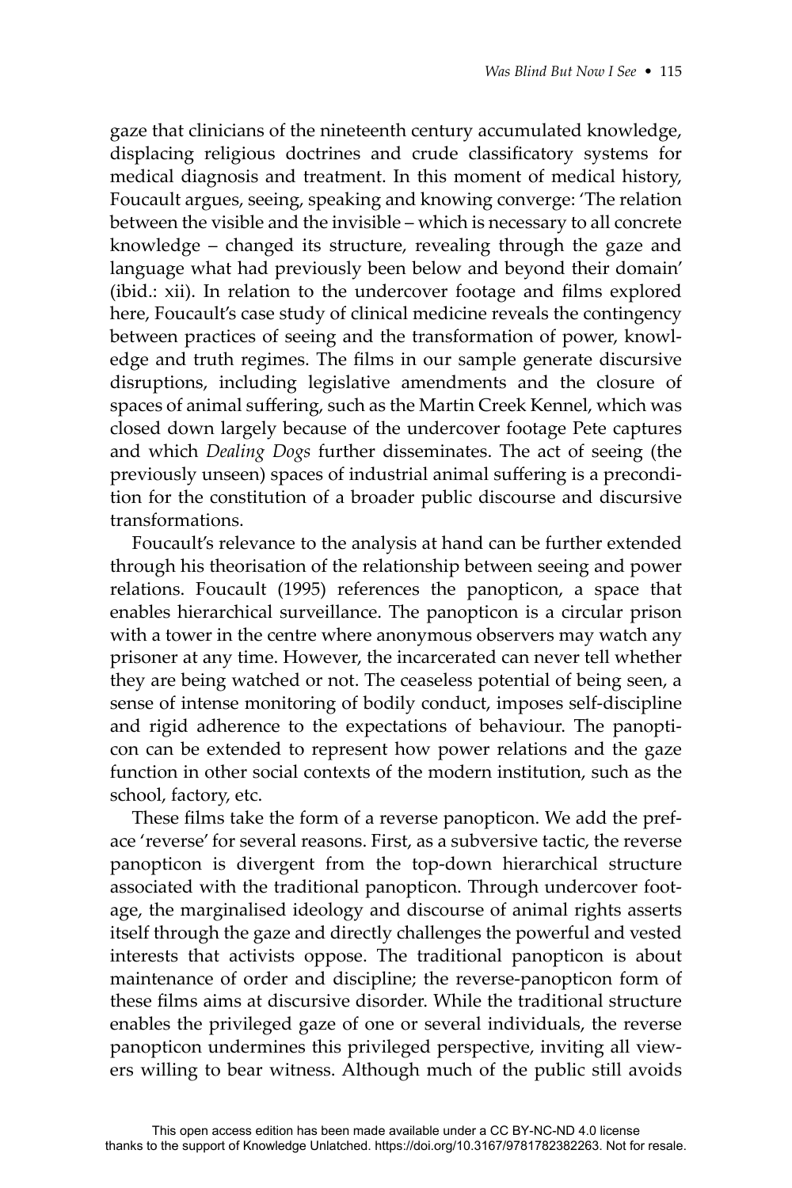gaze that clinicians of the nineteenth century accumulated knowledge, displacing religious doctrines and crude classificatory systems for medical diagnosis and treatment. In this moment of medical history, Foucault argues, seeing, speaking and knowing converge: 'The relation between the visible and the invisible – which is necessary to all concrete knowledge – changed its structure, revealing through the gaze and language what had previously been below and beyond their domain' (ibid.: xii). In relation to the undercover footage and films explored here, Foucault's case study of clinical medicine reveals the contingency between practices of seeing and the transformation of power, knowledge and truth regimes. The films in our sample generate discursive disruptions, including legislative amendments and the closure of spaces of animal suffering, such as the Martin Creek Kennel, which was closed down largely because of the undercover footage Pete captures and which *Dealing Dogs* further disseminates. The act of seeing (the previously unseen) spaces of industrial animal suffering is a precondition for the constitution of a broader public discourse and discursive transformations.

Foucault's relevance to the analysis at hand can be further extended through his theorisation of the relationship between seeing and power relations. Foucault (1995) references the panopticon, a space that enables hierarchical surveillance. The panopticon is a circular prison with a tower in the centre where anonymous observers may watch any prisoner at any time. However, the incarcerated can never tell whether they are being watched or not. The ceaseless potential of being seen, a sense of intense monitoring of bodily conduct, imposes self-discipline and rigid adherence to the expectations of behaviour. The panopticon can be extended to represent how power relations and the gaze function in other social contexts of the modern institution, such as the school, factory, etc.

These films take the form of a reverse panopticon. We add the preface 'reverse' for several reasons. First, as a subversive tactic, the reverse panopticon is divergent from the top-down hierarchical structure associated with the traditional panopticon. Through undercover footage, the marginalised ideology and discourse of animal rights asserts itself through the gaze and directly challenges the powerful and vested interests that activists oppose. The traditional panopticon is about maintenance of order and discipline; the reverse-panopticon form of these films aims at discursive disorder. While the traditional structure enables the privileged gaze of one or several individuals, the reverse panopticon undermines this privileged perspective, inviting all viewers willing to bear witness. Although much of the public still avoids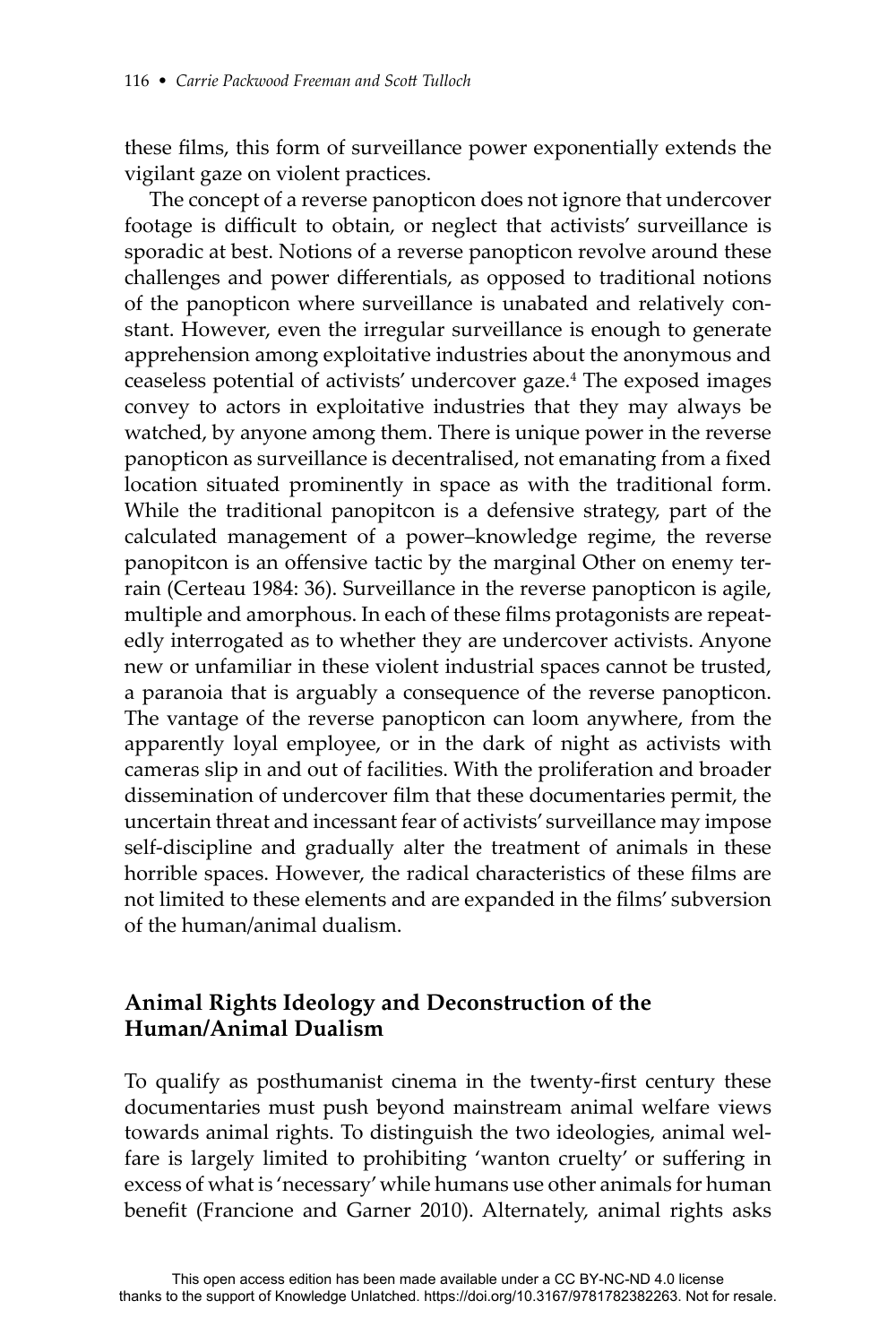these films, this form of surveillance power exponentially extends the vigilant gaze on violent practices.

The concept of a reverse panopticon does not ignore that undercover footage is difficult to obtain, or neglect that activists' surveillance is sporadic at best. Notions of a reverse panopticon revolve around these challenges and power differentials, as opposed to traditional notions of the panopticon where surveillance is unabated and relatively constant. However, even the irregular surveillance is enough to generate apprehension among exploitative industries about the anonymous and ceaseless potential of activists' undercover gaze.[4] The exposed images convey to actors in exploitative industries that they may always be watched, by anyone among them. There is unique power in the reverse panopticon as surveillance is decentralised, not emanating from a fixed location situated prominently in space as with the traditional form. While the traditional panopitcon is a defensive strategy, part of the calculated management of a power–knowledge regime, the reverse panopitcon is an offensive tactic by the marginal Other on enemy terrain (Certeau 1984: 36). Surveillance in the reverse panopticon is agile, multiple and amorphous. In each of these films protagonists are repeatedly interrogated as to whether they are undercover activists. Anyone new or unfamiliar in these violent industrial spaces cannot be trusted, a paranoia that is arguably a consequence of the reverse panopticon. The vantage of the reverse panopticon can loom anywhere, from the apparently loyal employee, or in the dark of night as activists with cameras slip in and out of facilities. With the proliferation and broader dissemination of undercover film that these documentaries permit, the uncertain threat and incessant fear of activists' surveillance may impose self-discipline and gradually alter the treatment of animals in these horrible spaces. However, the radical characteristics of these films are not limited to these elements and are expanded in the films' subversion of the human/animal dualism.

## Animal Rights Ideology and Deconstruction of the Human/Animal Dualism

To qualify as posthumanist cinema in the twenty-first century these documentaries must push beyond mainstream animal welfare views towards animal rights. To distinguish the two ideologies, animal welfare is largely limited to prohibiting 'wanton cruelty' or suffering in excess of what is 'necessary' while humans use other animals for human benefit (Francione and Garner 2010). Alternately, animal rights asks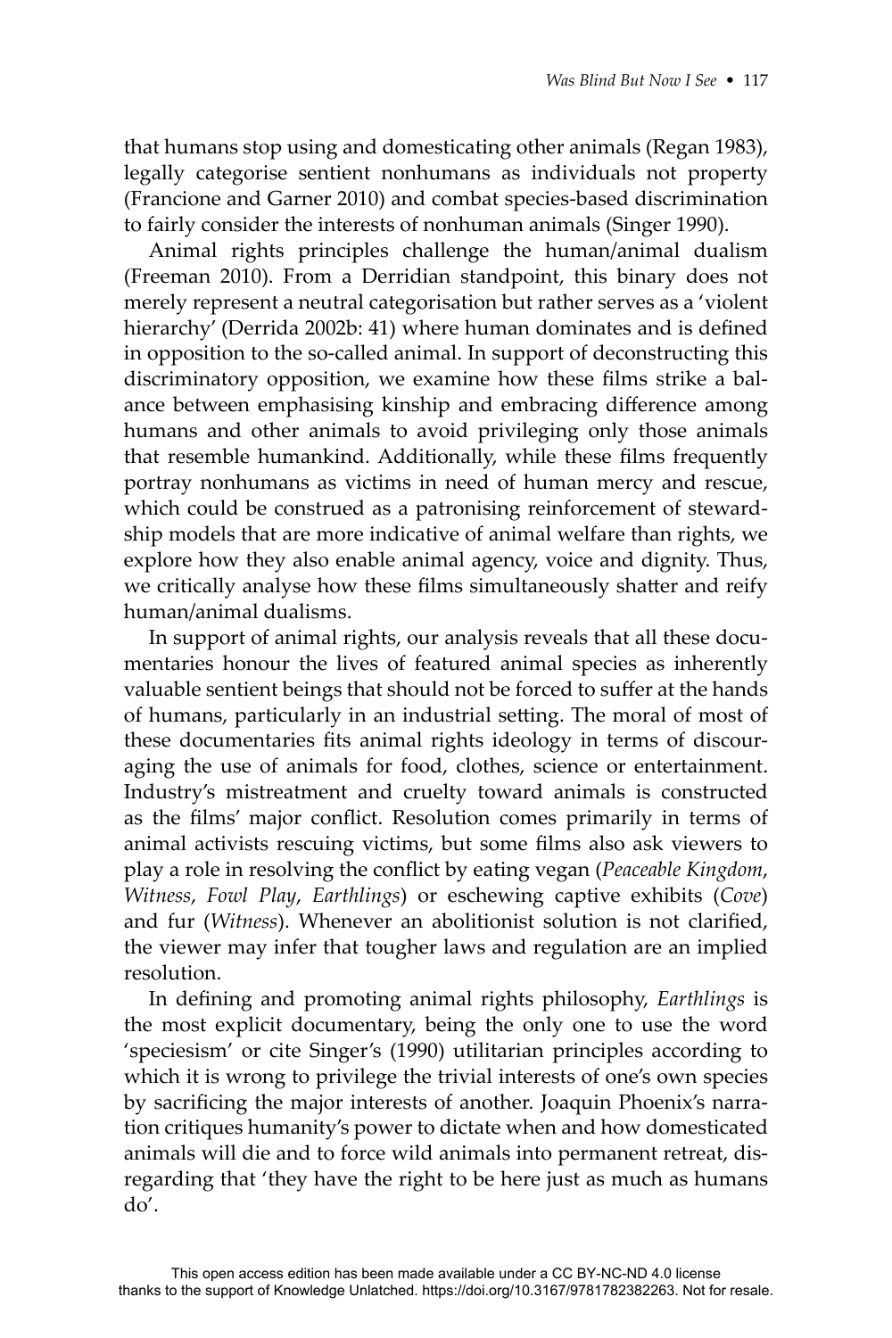that humans stop using and domesticating other animals (Regan 1983), legally categorise sentient nonhumans as individuals not property (Francione and Garner 2010) and combat species-based discrimination to fairly consider the interests of nonhuman animals (Singer 1990).

Animal rights principles challenge the human/animal dualism (Freeman 2010). From a Derridian standpoint, this binary does not merely represent a neutral categorisation but rather serves as a 'violent hierarchy' (Derrida 2002b: 41) where human dominates and is defined in opposition to the so-called animal. In support of deconstructing this discriminatory opposition, we examine how these films strike a balance between emphasising kinship and embracing difference among humans and other animals to avoid privileging only those animals that resemble humankind. Additionally, while these films frequently portray nonhumans as victims in need of human mercy and rescue, which could be construed as a patronising reinforcement of stewardship models that are more indicative of animal welfare than rights, we explore how they also enable animal agency, voice and dignity. Thus, we critically analyse how these films simultaneously shatter and reify human/animal dualisms.

In support of animal rights, our analysis reveals that all these documentaries honour the lives of featured animal species as inherently valuable sentient beings that should not be forced to suffer at the hands of humans, particularly in an industrial setting. The moral of most of these documentaries fits animal rights ideology in terms of discouraging the use of animals for food, clothes, science or entertainment. Industry's mistreatment and cruelty toward animals is constructed as the films' major conflict. Resolution comes primarily in terms of animal activists rescuing victims, but some films also ask viewers to play a role in resolving the conflict by eating vegan (*Peaceable Kingdom*, *Witness*, *Fowl Play*, *Earthlings*) or eschewing captive exhibits (*Cove*) and fur (*Witness*). Whenever an abolitionist solution is not clarified, the viewer may infer that tougher laws and regulation are an implied resolution.

In defining and promoting animal rights philosophy, *Earthlings* is the most explicit documentary, being the only one to use the word 'speciesism' or cite Singer's (1990) utilitarian principles according to which it is wrong to privilege the trivial interests of one's own species by sacrificing the major interests of another. Joaquin Phoenix's narration critiques humanity's power to dictate when and how domesticated animals will die and to force wild animals into permanent retreat, disregarding that 'they have the right to be here just as much as humans do'.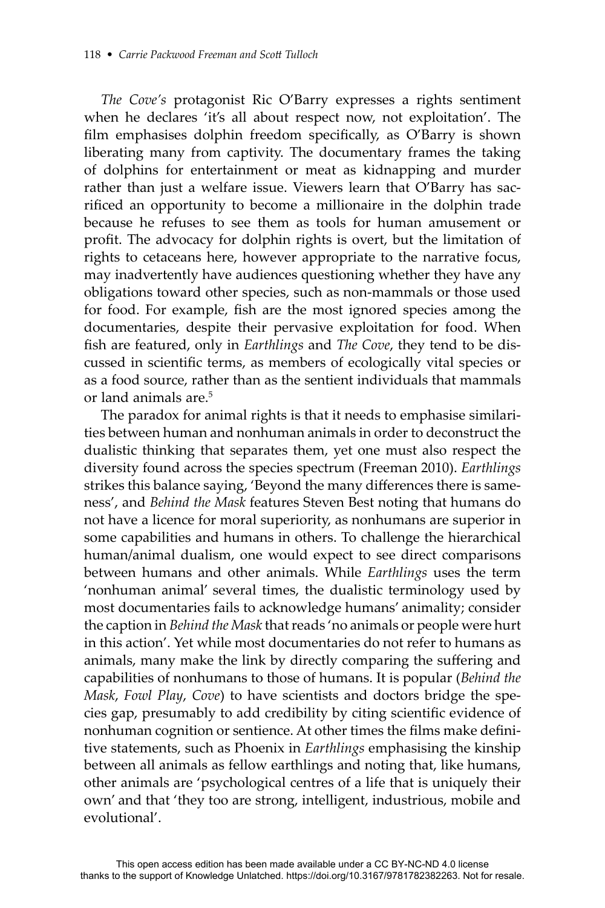*The Cove's* protagonist Ric O'Barry expresses a rights sentiment when he declares 'it's all about respect now, not exploitation'. The film emphasises dolphin freedom specifically, as O'Barry is shown liberating many from captivity. The documentary frames the taking of dolphins for entertainment or meat as kidnapping and murder rather than just a welfare issue. Viewers learn that O'Barry has sacrificed an opportunity to become a millionaire in the dolphin trade because he refuses to see them as tools for human amusement or profit. The advocacy for dolphin rights is overt, but the limitation of rights to cetaceans here, however appropriate to the narrative focus, may inadvertently have audiences questioning whether they have any obligations toward other species, such as non-mammals or those used for food. For example, fish are the most ignored species among the documentaries, despite their pervasive exploitation for food. When fish are featured, only in *Earthlings* and *The Cove*, they tend to be discussed in scientific terms, as members of ecologically vital species or as a food source, rather than as the sentient individuals that mammals or land animals are.[5]

The paradox for animal rights is that it needs to emphasise similarities between human and nonhuman animals in order to deconstruct the dualistic thinking that separates them, yet one must also respect the diversity found across the species spectrum (Freeman 2010). *Earthlings* strikes this balance saying, 'Beyond the many differences there is sameness', and *Behind the Mask* features Steven Best noting that humans do not have a licence for moral superiority, as nonhumans are superior in some capabilities and humans in others. To challenge the hierarchical human/animal dualism, one would expect to see direct comparisons between humans and other animals. While *Earthlings* uses the term 'nonhuman animal' several times, the dualistic terminology used by most documentaries fails to acknowledge humans' animality; consider the caption in *Behind the Mask* that reads 'no animals or people were hurt in this action'. Yet while most documentaries do not refer to humans as animals, many make the link by directly comparing the suffering and capabilities of nonhumans to those of humans. It is popular (*Behind the Mask*, *Fowl Play*, *Cove*) to have scientists and doctors bridge the species gap, presumably to add credibility by citing scientific evidence of nonhuman cognition or sentience. At other times the films make definitive statements, such as Phoenix in *Earthlings* emphasising the kinship between all animals as fellow earthlings and noting that, like humans, other animals are 'psychological centres of a life that is uniquely their own' and that 'they too are strong, intelligent, industrious, mobile and evolutional'.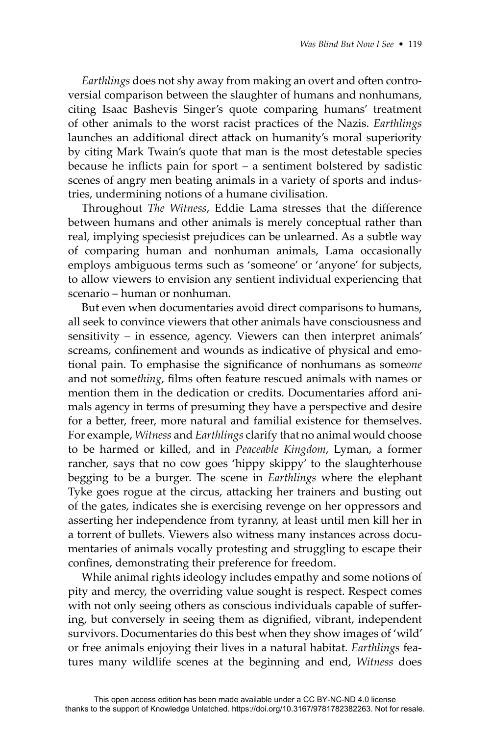*Earthlings* does not shy away from making an overt and often controversial comparison between the slaughter of humans and nonhumans, citing Isaac Bashevis Singer's quote comparing humans' treatment of other animals to the worst racist practices of the Nazis. *Earthlings* launches an additional direct attack on humanity's moral superiority by citing Mark Twain's quote that man is the most detestable species because he inflicts pain for sport – a sentiment bolstered by sadistic scenes of angry men beating animals in a variety of sports and industries, undermining notions of a humane civilisation.

Throughout *The Witness*, Eddie Lama stresses that the difference between humans and other animals is merely conceptual rather than real, implying speciesist prejudices can be unlearned. As a subtle way of comparing human and nonhuman animals, Lama occasionally employs ambiguous terms such as 'someone' or 'anyone' for subjects, to allow viewers to envision any sentient individual experiencing that scenario – human or nonhuman.

But even when documentaries avoid direct comparisons to humans, all seek to convince viewers that other animals have consciousness and sensitivity – in essence, agency. Viewers can then interpret animals' screams, confinement and wounds as indicative of physical and emotional pain. To emphasise the significance of nonhumans as some*one* and not some*thing*, films often feature rescued animals with names or mention them in the dedication or credits. Documentaries afford animals agency in terms of presuming they have a perspective and desire for a better, freer, more natural and familial existence for themselves. For example, *Witness* and *Earthlings* clarify that no animal would choose to be harmed or killed, and in *Peaceable Kingdom*, Lyman, a former rancher, says that no cow goes 'hippy skippy' to the slaughterhouse begging to be a burger. The scene in *Earthlings* where the elephant Tyke goes rogue at the circus, attacking her trainers and busting out of the gates, indicates she is exercising revenge on her oppressors and asserting her independence from tyranny, at least until men kill her in a torrent of bullets. Viewers also witness many instances across documentaries of animals vocally protesting and struggling to escape their confines, demonstrating their preference for freedom.

While animal rights ideology includes empathy and some notions of pity and mercy, the overriding value sought is respect. Respect comes with not only seeing others as conscious individuals capable of suffering, but conversely in seeing them as dignified, vibrant, independent survivors. Documentaries do this best when they show images of 'wild' or free animals enjoying their lives in a natural habitat. *Earthlings* features many wildlife scenes at the beginning and end, *Witness* does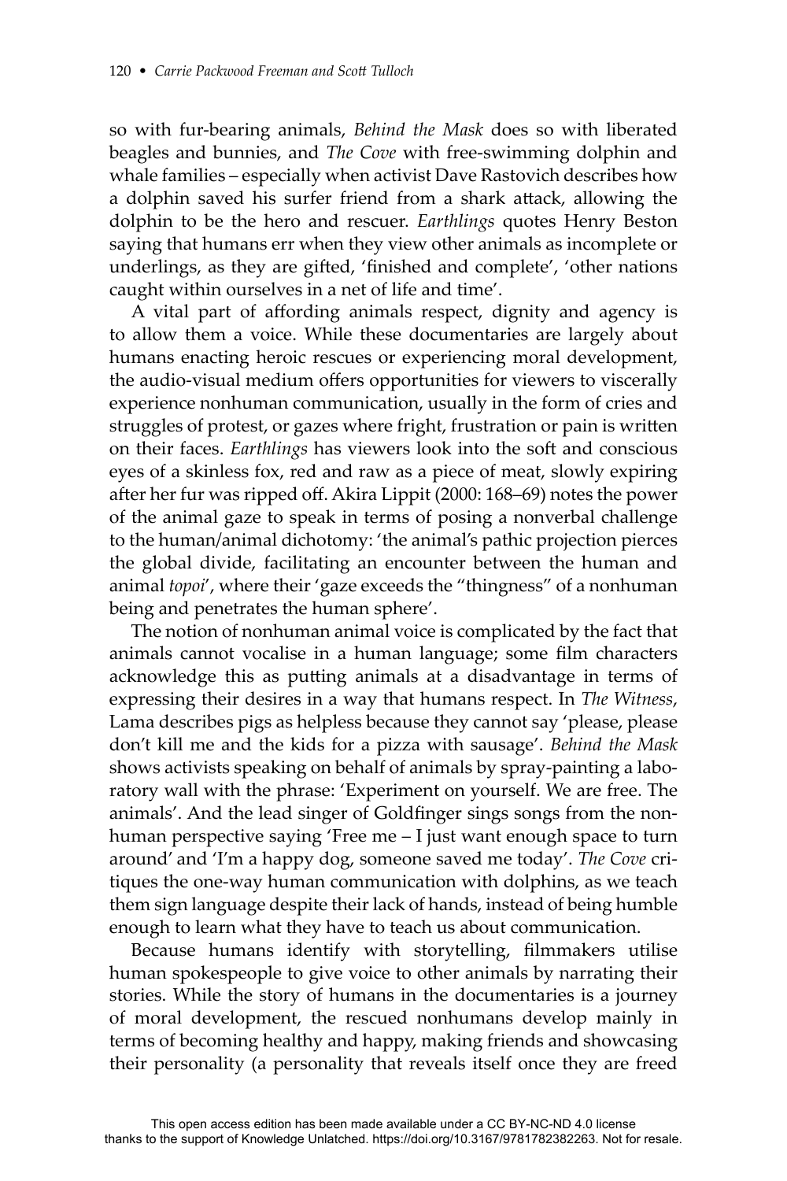so with fur-bearing animals, *Behind the Mask* does so with liberated beagles and bunnies, and *The Cove* with free-swimming dolphin and whale families – especially when activist Dave Rastovich describes how a dolphin saved his surfer friend from a shark attack, allowing the dolphin to be the hero and rescuer. *Earthlings* quotes Henry Beston saying that humans err when they view other animals as incomplete or underlings, as they are gifted, 'finished and complete', 'other nations caught within ourselves in a net of life and time'.

A vital part of affording animals respect, dignity and agency is to allow them a voice. While these documentaries are largely about humans enacting heroic rescues or experiencing moral development, the audio-visual medium offers opportunities for viewers to viscerally experience nonhuman communication, usually in the form of cries and struggles of protest, or gazes where fright, frustration or pain is written on their faces. *Earthlings* has viewers look into the soft and conscious eyes of a skinless fox, red and raw as a piece of meat, slowly expiring after her fur was ripped off. Akira Lippit (2000: 168–69) notes the power of the animal gaze to speak in terms of posing a nonverbal challenge to the human/animal dichotomy: 'the animal's pathic projection pierces the global divide, facilitating an encounter between the human and animal *topoi*', where their 'gaze exceeds the "thingness" of a nonhuman being and penetrates the human sphere'.

The notion of nonhuman animal voice is complicated by the fact that animals cannot vocalise in a human language; some film characters acknowledge this as putting animals at a disadvantage in terms of expressing their desires in a way that humans respect. In *The Witness*, Lama describes pigs as helpless because they cannot say 'please, please don't kill me and the kids for a pizza with sausage'. *Behind the Mask* shows activists speaking on behalf of animals by spray-painting a laboratory wall with the phrase: 'Experiment on yourself. We are free. The animals'. And the lead singer of Goldfinger sings songs from the nonhuman perspective saying 'Free me – I just want enough space to turn around' and 'I'm a happy dog, someone saved me today'. *The Cove* critiques the one-way human communication with dolphins, as we teach them sign language despite their lack of hands, instead of being humble enough to learn what they have to teach us about communication.

Because humans identify with storytelling, filmmakers utilise human spokespeople to give voice to other animals by narrating their stories. While the story of humans in the documentaries is a journey of moral development, the rescued nonhumans develop mainly in terms of becoming healthy and happy, making friends and showcasing their personality (a personality that reveals itself once they are freed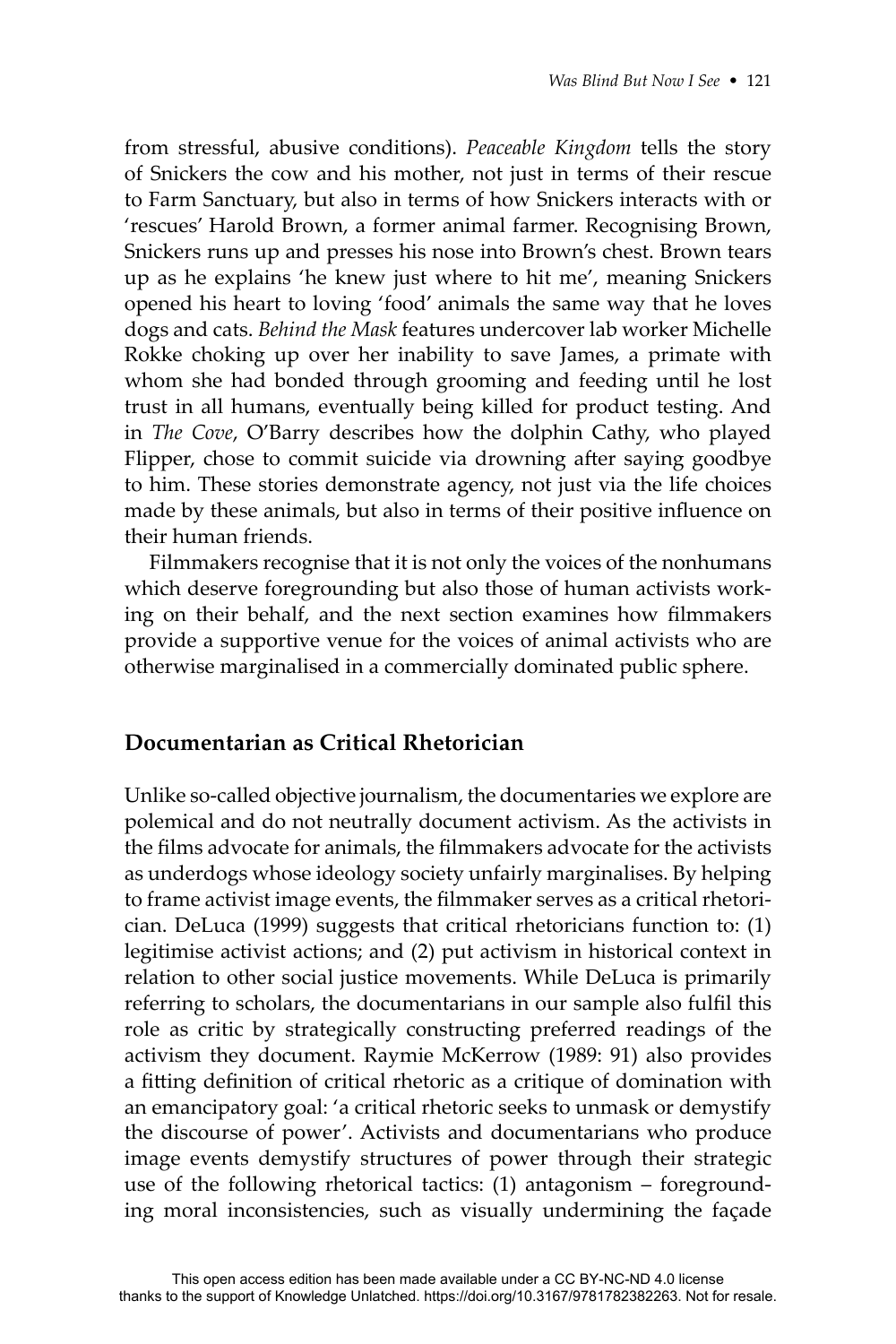from stressful, abusive conditions). *Peaceable Kingdom* tells the story of Snickers the cow and his mother, not just in terms of their rescue to Farm Sanctuary, but also in terms of how Snickers interacts with or 'rescues' Harold Brown, a former animal farmer. Recognising Brown, Snickers runs up and presses his nose into Brown's chest. Brown tears up as he explains 'he knew just where to hit me', meaning Snickers opened his heart to loving 'food' animals the same way that he loves dogs and cats. *Behind the Mask* features undercover lab worker Michelle Rokke choking up over her inability to save James, a primate with whom she had bonded through grooming and feeding until he lost trust in all humans, eventually being killed for product testing. And in *The Cove*, O'Barry describes how the dolphin Cathy, who played Flipper, chose to commit suicide via drowning after saying goodbye to him. These stories demonstrate agency, not just via the life choices made by these animals, but also in terms of their positive influence on their human friends.

Filmmakers recognise that it is not only the voices of the nonhumans which deserve foregrounding but also those of human activists working on their behalf, and the next section examines how filmmakers provide a supportive venue for the voices of animal activists who are otherwise marginalised in a commercially dominated public sphere.

## Documentarian as Critical Rhetorician

Unlike so-called objective journalism, the documentaries we explore are polemical and do not neutrally document activism. As the activists in the films advocate for animals, the filmmakers advocate for the activists as underdogs whose ideology society unfairly marginalises. By helping to frame activist image events, the filmmaker serves as a critical rhetorician. DeLuca (1999) suggests that critical rhetoricians function to: (1) legitimise activist actions; and (2) put activism in historical context in relation to other social justice movements. While DeLuca is primarily referring to scholars, the documentarians in our sample also fulfil this role as critic by strategically constructing preferred readings of the activism they document. Raymie McKerrow (1989: 91) also provides a fitting definition of critical rhetoric as a critique of domination with an emancipatory goal: 'a critical rhetoric seeks to unmask or demystify the discourse of power'. Activists and documentarians who produce image events demystify structures of power through their strategic use of the following rhetorical tactics: (1) antagonism – foregrounding moral inconsistencies, such as visually undermining the façade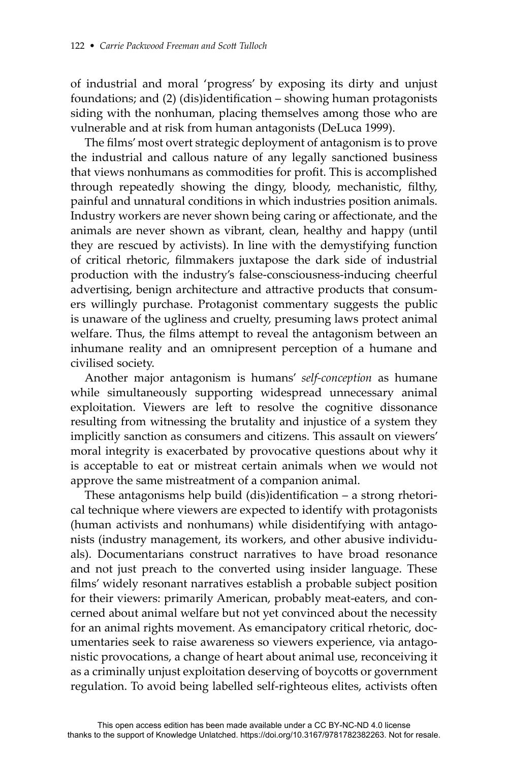of industrial and moral 'progress' by exposing its dirty and unjust foundations; and (2) (dis)identification – showing human protagonists siding with the nonhuman, placing themselves among those who are vulnerable and at risk from human antagonists (DeLuca 1999).

The films' most overt strategic deployment of antagonism is to prove the industrial and callous nature of any legally sanctioned business that views nonhumans as commodities for profit. This is accomplished through repeatedly showing the dingy, bloody, mechanistic, filthy, painful and unnatural conditions in which industries position animals. Industry workers are never shown being caring or affectionate, and the animals are never shown as vibrant, clean, healthy and happy (until they are rescued by activists). In line with the demystifying function of critical rhetoric, filmmakers juxtapose the dark side of industrial production with the industry's false-consciousness-inducing cheerful advertising, benign architecture and attractive products that consumers willingly purchase. Protagonist commentary suggests the public is unaware of the ugliness and cruelty, presuming laws protect animal welfare. Thus, the films attempt to reveal the antagonism between an inhumane reality and an omnipresent perception of a humane and civilised society.

Another major antagonism is humans' *self-conception* as humane while simultaneously supporting widespread unnecessary animal exploitation. Viewers are left to resolve the cognitive dissonance resulting from witnessing the brutality and injustice of a system they implicitly sanction as consumers and citizens. This assault on viewers' moral integrity is exacerbated by provocative questions about why it is acceptable to eat or mistreat certain animals when we would not approve the same mistreatment of a companion animal.

These antagonisms help build (dis)identification – a strong rhetorical technique where viewers are expected to identify with protagonists (human activists and nonhumans) while disidentifying with antagonists (industry management, its workers, and other abusive individuals). Documentarians construct narratives to have broad resonance and not just preach to the converted using insider language. These films' widely resonant narratives establish a probable subject position for their viewers: primarily American, probably meat-eaters, and concerned about animal welfare but not yet convinced about the necessity for an animal rights movement. As emancipatory critical rhetoric, documentaries seek to raise awareness so viewers experience, via antagonistic provocations, a change of heart about animal use, reconceiving it as a criminally unjust exploitation deserving of boycotts or government regulation. To avoid being labelled self-righteous elites, activists often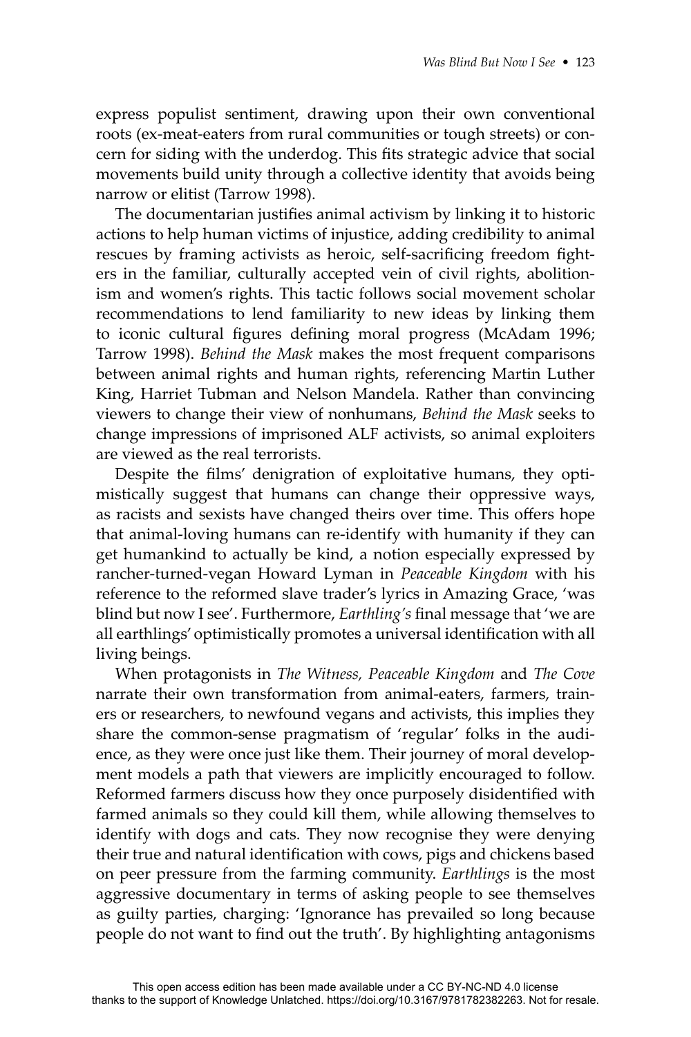express populist sentiment, drawing upon their own conventional roots (ex-meat-eaters from rural communities or tough streets) or concern for siding with the underdog. This fits strategic advice that social movements build unity through a collective identity that avoids being narrow or elitist (Tarrow 1998).

The documentarian justifies animal activism by linking it to historic actions to help human victims of injustice, adding credibility to animal rescues by framing activists as heroic, self-sacrificing freedom fighters in the familiar, culturally accepted vein of civil rights, abolitionism and women's rights. This tactic follows social movement scholar recommendations to lend familiarity to new ideas by linking them to iconic cultural figures defining moral progress (McAdam 1996; Tarrow 1998). *Behind the Mask* makes the most frequent comparisons between animal rights and human rights, referencing Martin Luther King, Harriet Tubman and Nelson Mandela. Rather than convincing viewers to change their view of nonhumans, *Behind the Mask* seeks to change impressions of imprisoned ALF activists, so animal exploiters are viewed as the real terrorists.

Despite the films' denigration of exploitative humans, they optimistically suggest that humans can change their oppressive ways, as racists and sexists have changed theirs over time. This offers hope that animal-loving humans can re-identify with humanity if they can get humankind to actually be kind, a notion especially expressed by rancher-turned-vegan Howard Lyman in *Peaceable Kingdom* with his reference to the reformed slave trader's lyrics in Amazing Grace, 'was blind but now I see'. Furthermore, *Earthling's* final message that 'we are all earthlings' optimistically promotes a universal identification with all living beings.

When protagonists in *The Witness*, *Peaceable Kingdom* and *The Cove* narrate their own transformation from animal-eaters, farmers, trainers or researchers, to newfound vegans and activists, this implies they share the common-sense pragmatism of 'regular' folks in the audience, as they were once just like them. Their journey of moral development models a path that viewers are implicitly encouraged to follow. Reformed farmers discuss how they once purposely disidentified with farmed animals so they could kill them, while allowing themselves to identify with dogs and cats. They now recognise they were denying their true and natural identification with cows, pigs and chickens based on peer pressure from the farming community. *Earthlings* is the most aggressive documentary in terms of asking people to see themselves as guilty parties, charging: 'Ignorance has prevailed so long because people do not want to find out the truth'. By highlighting antagonisms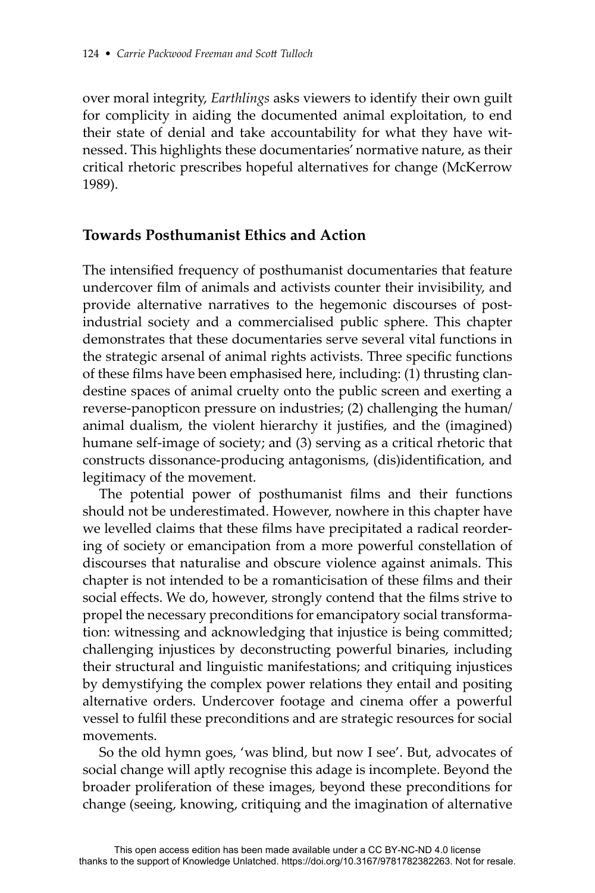over moral integrity, *Earthlings* asks viewers to identify their own guilt for complicity in aiding the documented animal exploitation, to end their state of denial and take accountability for what they have witnessed. This highlights these documentaries' normative nature, as their critical rhetoric prescribes hopeful alternatives for change (McKerrow 1989).

## Towards Posthumanist Ethics and Action

The intensified frequency of posthumanist documentaries that feature undercover film of animals and activists counter their invisibility, and provide alternative narratives to the hegemonic discourses of post-industrial society and a commercialised public sphere. This chapter demonstrates that these documentaries serve several vital functions in the strategic arsenal of animal rights activists. Three specific functions of these films have been emphasised here, including: (1) thrusting clandestine spaces of animal cruelty onto the public screen and exerting a reverse-panopticon pressure on industries; (2) challenging the human/animal dualism, the violent hierarchy it justifies, and the (imagined) humane self-image of society; and (3) serving as a critical rhetoric that constructs dissonance-producing antagonisms, (dis)identification, and legitimacy of the movement.

The potential power of posthumanist films and their functions should not be underestimated. However, nowhere in this chapter have we levelled claims that these films have precipitated a radical reordering of society or emancipation from a more powerful constellation of discourses that naturalise and obscure violence against animals. This chapter is not intended to be a romanticisation of these films and their social effects. We do, however, strongly contend that the films strive to propel the necessary preconditions for emancipatory social transformation: witnessing and acknowledging that injustice is being committed; challenging injustices by deconstructing powerful binaries, including their structural and linguistic manifestations; and critiquing injustices by demystifying the complex power relations they entail and positing alternative orders. Undercover footage and cinema offer a powerful vessel to fulfil these preconditions and are strategic resources for social movements.

So the old hymn goes, 'was blind, but now I see'. But, advocates of social change will aptly recognise this adage is incomplete. Beyond the broader proliferation of these images, beyond these preconditions for change (seeing, knowing, critiquing and the imagination of alternative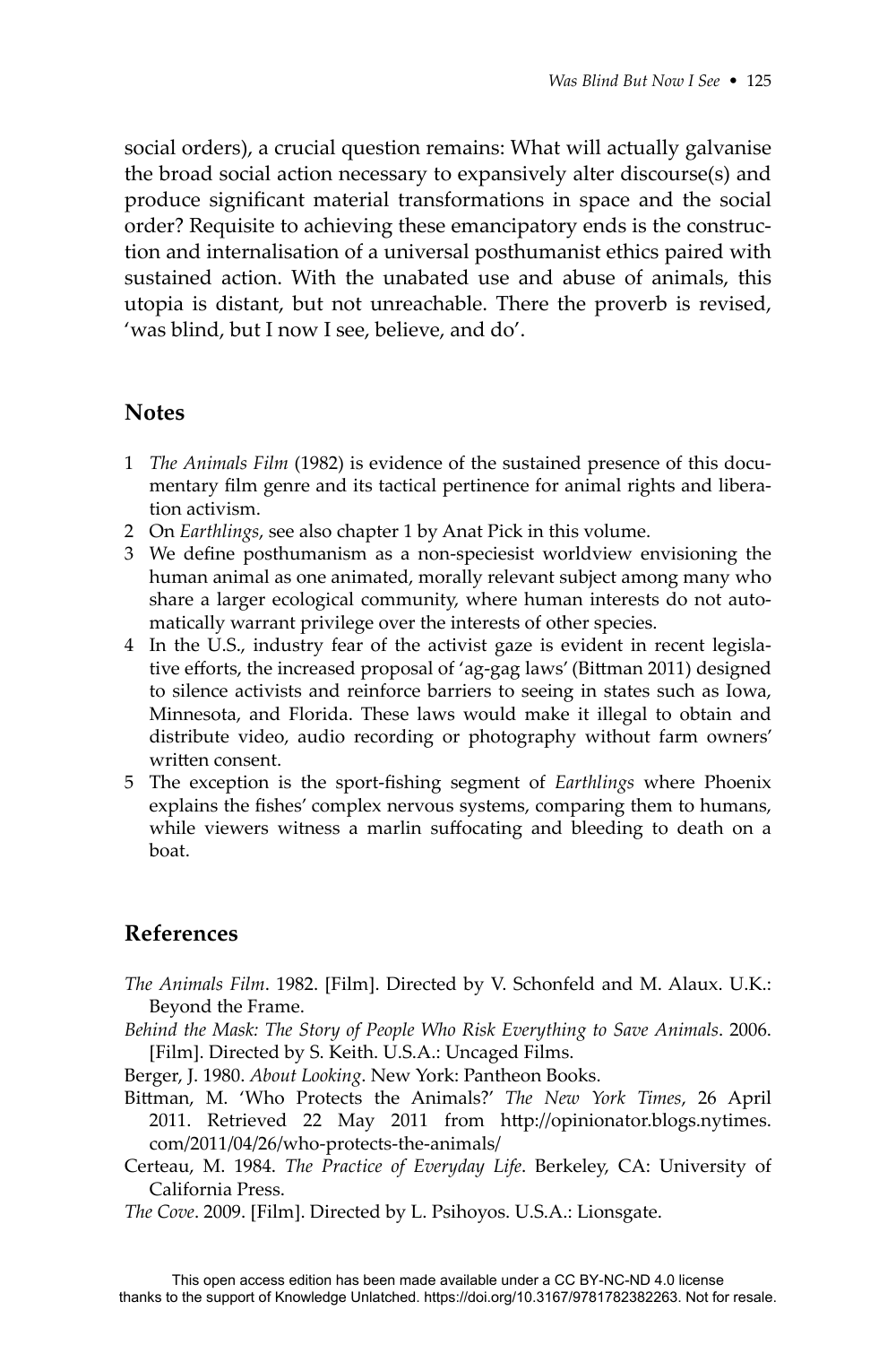social orders), a crucial question remains: What will actually galvanise the broad social action necessary to expansively alter discourse(s) and produce significant material transformations in space and the social order? Requisite to achieving these emancipatory ends is the construction and internalisation of a universal posthumanist ethics paired with sustained action. With the unabated use and abuse of animals, this utopia is distant, but not unreachable. There the proverb is revised, 'was blind, but I now I see, believe, and do'.

## Notes

1. *The Animals Film* (1982) is evidence of the sustained presence of this documentary film genre and its tactical pertinence for animal rights and liberation activism.
2. On *Earthlings*, see also chapter 1 by Anat Pick in this volume.
3. We define posthumanism as a non-speciesist worldview envisioning the human animal as one animated, morally relevant subject among many who share a larger ecological community, where human interests do not automatically warrant privilege over the interests of other species.
4. In the U.S., industry fear of the activist gaze is evident in recent legislative efforts, the increased proposal of 'ag-gag laws' (Bittman 2011) designed to silence activists and reinforce barriers to seeing in states such as Iowa, Minnesota, and Florida. These laws would make it illegal to obtain and distribute video, audio recording or photography without farm owners' written consent.
5. The exception is the sport-fishing segment of *Earthlings* where Phoenix explains the fishes' complex nervous systems, comparing them to humans, while viewers witness a marlin suffocating and bleeding to death on a boat.

## References

*The Animals Film*. 1982. [Film]. Directed by V. Schonfeld and M. Alaux. U.K.: Beyond the Frame.

*Behind the Mask: The Story of People Who Risk Everything to Save Animals*. 2006. [Film]. Directed by S. Keith. U.S.A.: Uncaged Films.

Berger, J. 1980. *About Looking*. New York: Pantheon Books.

Bittman, M. 'Who Protects the Animals?' *The New York Times*, 26 April 2011. Retrieved 22 May 2011 from http://opinionator.blogs.nytimes.com/2011/04/26/who-protects-the-animals/

Certeau, M. 1984. *The Practice of Everyday Life*. Berkeley, CA: University of California Press.

*The Cove*. 2009. [Film]. Directed by L. Psihoyos. U.S.A.: Lionsgate.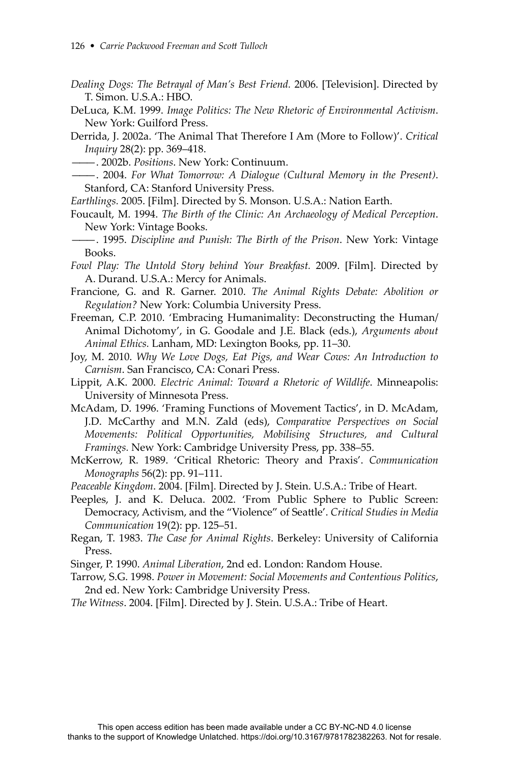*Dealing Dogs: The Betrayal of Man's Best Friend*. 2006. [Television]. Directed by T. Simon. U.S.A.: HBO.

DeLuca, K.M. 1999. *Image Politics: The New Rhetoric of Environmental Activism*. New York: Guilford Press.

Derrida, J. 2002a. 'The Animal That Therefore I Am (More to Follow)'. *Critical Inquiry* 28(2): pp. 369–418.

———. 2002b. *Positions*. New York: Continuum.

———. 2004. *For What Tomorrow: A Dialogue (Cultural Memory in the Present)*. Stanford, CA: Stanford University Press.

*Earthlings.* 2005. [Film]. Directed by S. Monson. U.S.A.: Nation Earth.

Foucault, M. 1994. *The Birth of the Clinic: An Archaeology of Medical Perception*. New York: Vintage Books.

———. 1995. *Discipline and Punish: The Birth of the Prison*. New York: Vintage Books.

*Fowl Play: The Untold Story behind Your Breakfast.* 2009. [Film]. Directed by A. Durand. U.S.A.: Mercy for Animals.

Francione, G. and R. Garner. 2010. *The Animal Rights Debate: Abolition or Regulation?* New York: Columbia University Press.

Freeman, C.P. 2010. 'Embracing Humanimality: Deconstructing the Human/Animal Dichotomy', in G. Goodale and J.E. Black (eds.), *Arguments about Animal Ethics.* Lanham, MD: Lexington Books, pp. 11–30.

Joy, M. 2010. *Why We Love Dogs, Eat Pigs, and Wear Cows: An Introduction to Carnism*. San Francisco, CA: Conari Press.

Lippit, A.K. 2000. *Electric Animal: Toward a Rhetoric of Wildlife*. Minneapolis: University of Minnesota Press.

McAdam, D. 1996. 'Framing Functions of Movement Tactics', in D. McAdam, J.D. McCarthy and M.N. Zald (eds), *Comparative Perspectives on Social Movements: Political Opportunities, Mobilising Structures, and Cultural Framings.* New York: Cambridge University Press, pp. 338–55.

McKerrow, R. 1989. 'Critical Rhetoric: Theory and Praxis'. *Communication Monographs* 56(2): pp. 91–111.

*Peaceable Kingdom*. 2004. [Film]. Directed by J. Stein. U.S.A.: Tribe of Heart.

Peeples, J. and K. Deluca. 2002. 'From Public Sphere to Public Screen: Democracy, Activism, and the "Violence" of Seattle'. *Critical Studies in Media Communication* 19(2): pp. 125–51.

Regan, T. 1983. *The Case for Animal Rights*. Berkeley: University of California Press.

Singer, P. 1990. *Animal Liberation*, 2nd ed. London: Random House.

Tarrow, S.G. 1998. *Power in Movement: Social Movements and Contentious Politics*, 2nd ed. New York: Cambridge University Press.

*The Witness*. 2004. [Film]. Directed by J. Stein. U.S.A.: Tribe of Heart.

This open access edition has been made available under a CC BY-NC-ND 4.0 license thanks to the support of Knowledge Unlatched. https://doi.org/10.3167/9781782382263. Not for resale.